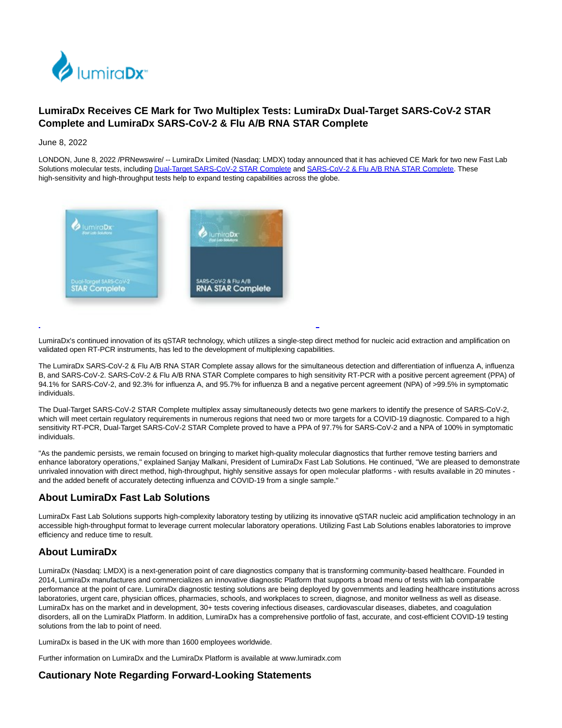# LumiraDx Receives CE Mark for Two Multiplex Tests: LumiraDx Dual-Target SARS-CoV-2 STAR Complete and LumiraDx SARS-CoV-2 & Flu A/B RNA STAR Complete

June 8, 2022

LONDON, June 8, 2022 /PRNewswire/ -- LumiraDx Limited (Nasdaq: LMDX) today announced that it has achieved CE Mark for two new Fast Lab Solutions molecular tests, including Dual-Target SARS-CoV-2 STAR Complete and SARS-CoV-2 & Flu A/B RNA STAR Complete. These high-sensitivity and high-throughput tests help to expand testing capabilities across the globe.

LumiraDx's continued innovation of its qSTAR technology, which utilizes a single-step direct method for nucleic acid extraction and amplification on validated open RT-PCR instruments, has led to the development of multiplexing capabilities.

The LumiraDx SARS-CoV-2 & Flu A/B RNA STAR Complete assay allows for the simultaneous detection and differentiation of influenza A, influenza B, and SARS-CoV-2. SARS-CoV-2 & Flu A/B RNA STAR Complete compares to high sensitivity RT-PCR with a positive percent agreement (PPA) of 94.1% for SARS-CoV-2, and 92.3% for influenza A, and 95.7% for influenza B and a negative percent agreement (NPA) of >99.5% in symptomatic individuals.

The Dual-Target SARS-CoV-2 STAR Complete multiplex assay simultaneously detects two gene markers to identify the presence of SARS-CoV-2, which will meet certain regulatory requirements in numerous regions that need two or more targets for a COVID-19 diagnostic. Compared to a high sensitivity RT-PCR, Dual-Target SARS-CoV-2 STAR Complete proved to have a PPA of 97.7% for SARS-CoV-2 and a NPA of 100% in symptomatic individuals.

"As the pandemic persists, we remain focused on bringing to market high-quality molecular diagnostics that further remove testing barriers and enhance laboratory operations," explained Sanjay Malkani, President of LumiraDx Fast Lab Solutions. He continued, "We are pleased to demonstrate unrivaled innovation with direct method, high-throughput, highly sensitive assays for open molecular platforms - with results available in 20 minutes - and the added benefit of accurately detecting influenza and COVID-19 from a single sample."

## About LumiraDx Fast Lab Solutions

LumiraDx Fast Lab Solutions supports high-complexity laboratory testing by utilizing its innovative qSTAR nucleic acid amplification technology in an accessible high-throughput format to leverage current molecular laboratory operations. Utilizing Fast Lab Solutions enables laboratories to improve efficiency and reduce time to result.

## About LumiraDx

LumiraDx (Nasdaq: LMDX) is a next-generation point of care diagnostics company that is transforming community-based healthcare. Founded in 2014, LumiraDx manufactures and commercializes an innovative diagnostic Platform that supports a broad menu of tests with lab comparable performance at the point of care. LumiraDx diagnostic testing solutions are being deployed by governments and leading healthcare institutions across laboratories, urgent care, physician offices, pharmacies, schools, and workplaces to screen, diagnose, and monitor wellness as well as disease. LumiraDx has on the market and in development, 30+ tests covering infectious diseases, cardiovascular diseases, diabetes, and coagulation disorders, all on the LumiraDx Platform. In addition, LumiraDx has a comprehensive portfolio of fast, accurate, and cost-efficient COVID-19 testing solutions from the lab to point of need.

LumiraDx is based in the UK with more than 1600 employees worldwide.

Further information on LumiraDx and the LumiraDx Platform is available at www.lumiradx.com

## Cautionary Note Regarding Forward-Looking Statements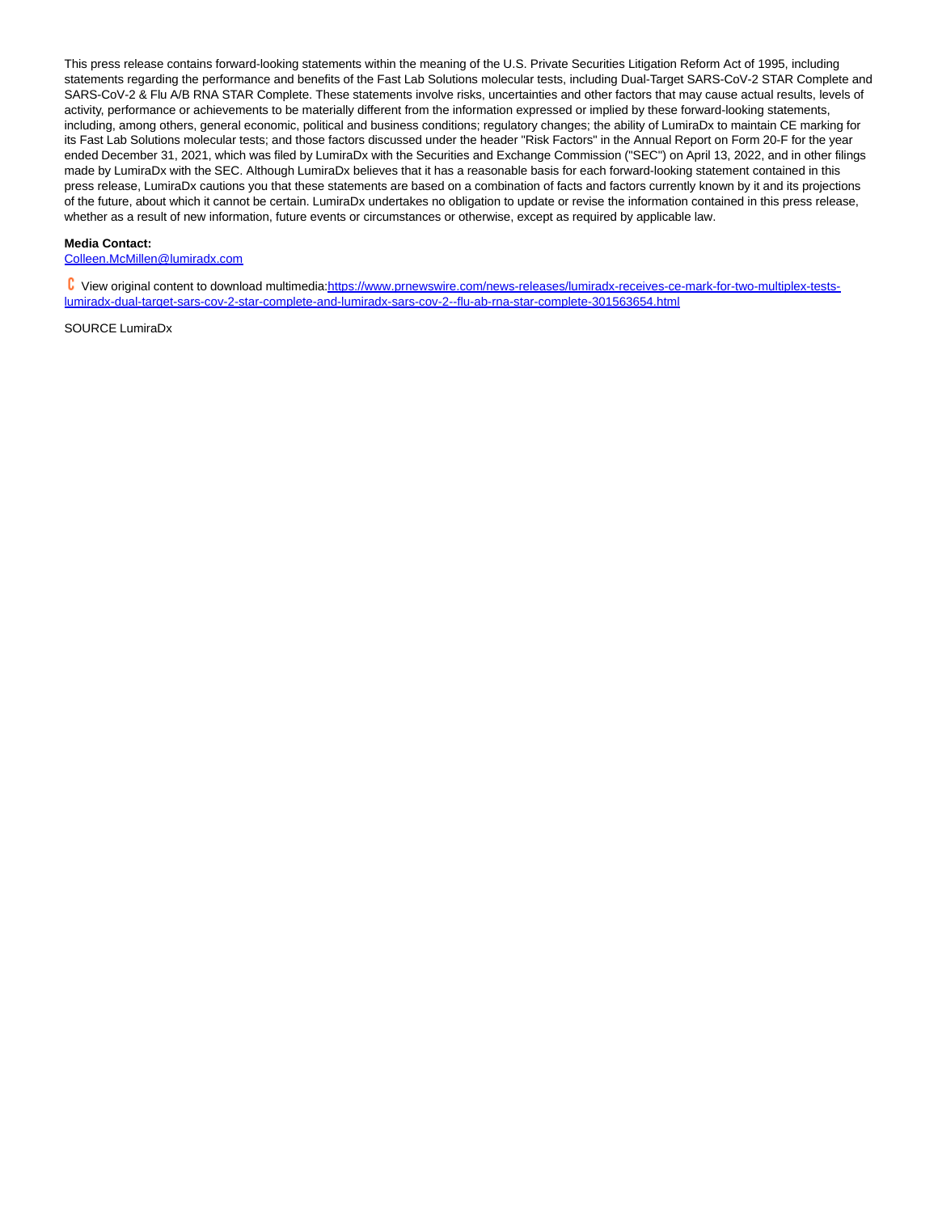This press release contains forward-looking statements within the meaning of the U.S. Private Securities Litigation Reform Act of 1995, including statements regarding the performance and benefits of the Fast Lab Solutions molecular tests, including Dual-Target SARS-CoV-2 STAR Complete and SARS-CoV-2 & Flu A/B RNA STAR Complete. These statements involve risks, uncertainties and other factors that may cause actual results, levels of activity, performance or achievements to be materially different from the information expressed or implied by these forward-looking statements, including, among others, general economic, political and business conditions; regulatory changes; the ability of LumiraDx to maintain CE marking for its Fast Lab Solutions molecular tests; and those factors discussed under the header "Risk Factors" in the Annual Report on Form 20-F for the year ended December 31, 2021, which was filed by LumiraDx with the Securities and Exchange Commission ("SEC") on April 13, 2022, and in other filings made by LumiraDx with the SEC. Although LumiraDx believes that it has a reasonable basis for each forward-looking statement contained in this press release, LumiraDx cautions you that these statements are based on a combination of facts and factors currently known by it and its projections of the future, about which it cannot be certain. LumiraDx undertakes no obligation to update or revise the information contained in this press release, whether as a result of new information, future events or circumstances or otherwise, except as required by applicable law.

**Media Contact:**
Colleen.McMillen@lumiradx.com

View original content to download multimedia:https://www.prnewswire.com/news-releases/lumiradx-receives-ce-mark-for-two-multiplex-tests-lumiradx-dual-target-sars-cov-2-star-complete-and-lumiradx-sars-cov-2--flu-ab-rna-star-complete-301563654.html

SOURCE LumiraDx